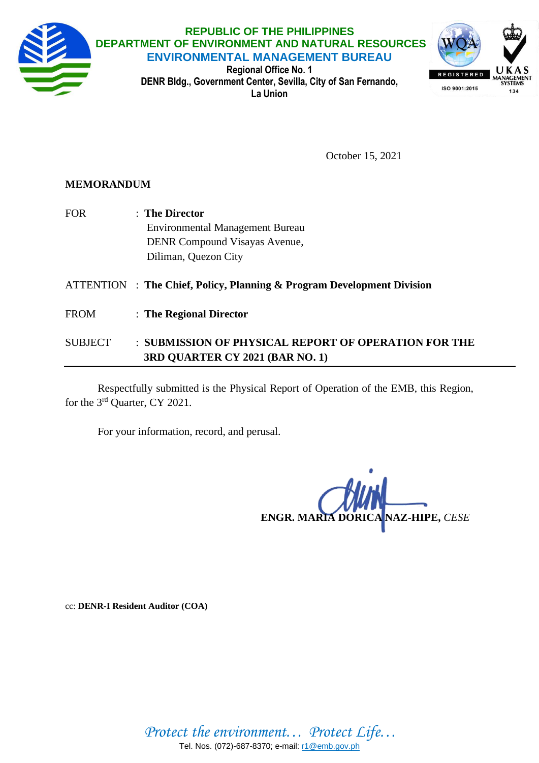**REPUBLIC OF THE PHILIPPINES**
**DEPARTMENT OF ENVIRONMENT AND NATURAL RESOURCES**
**ENVIRONMENTAL MANAGEMENT BUREAU**
**Regional Office No. 1**
**DENR Bldg., Government Center, Sevilla, City of San Fernando, La Union**

October 15, 2021

**MEMORANDUM**

FOR : **The Director**
Environmental Management Bureau
DENR Compound Visayas Avenue,
Diliman, Quezon City

ATTENTION : **The Chief, Policy, Planning & Program Development Division**

FROM : **The Regional Director**

SUBJECT : **SUBMISSION OF PHYSICAL REPORT OF OPERATION FOR THE 3RD QUARTER CY 2021 (BAR NO. 1)**

---

Respectfully submitted is the Physical Report of Operation of the EMB, this Region, for the 3rd Quarter, CY 2021.

For your information, record, and perusal.

**ENGR. MARIA DORICA NAZ-HIPE,** *CESE*

cc: **DENR-I Resident Auditor (COA)**

*Protect the environment… Protect Life…*
Tel. Nos. (072)-687-8370; e-mail: r1@emb.gov.ph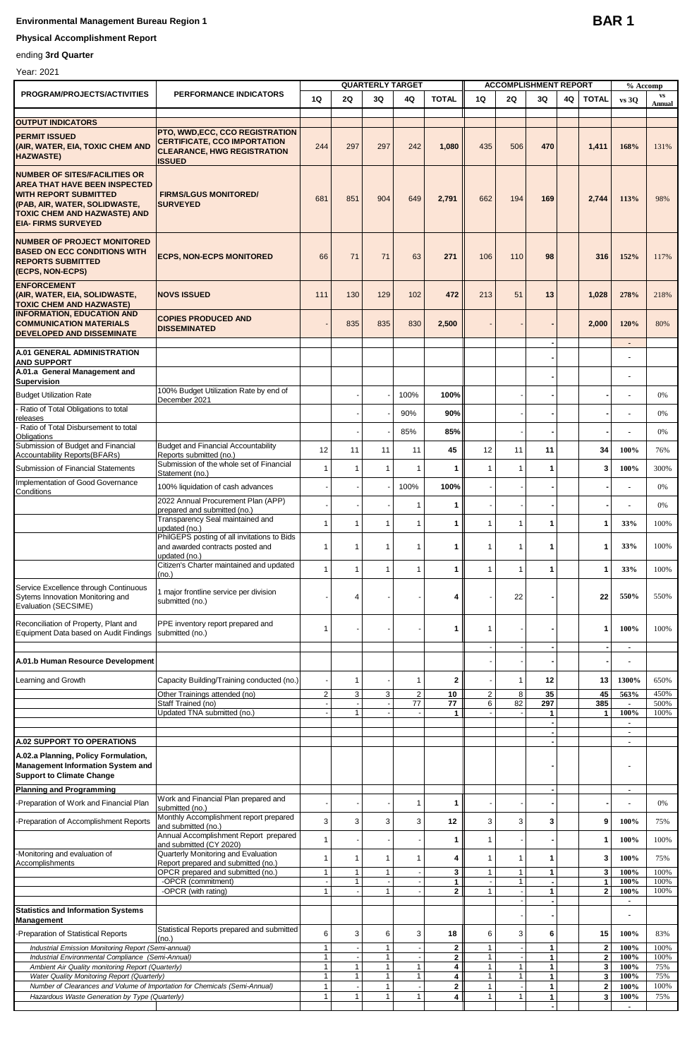**Environmental Management Bureau Region 1** **BAR 1**

**Physical Accomplishment Report**

ending **3rd Quarter**

Year: 2021

| PROGRAM/PROJECTS/ACTIVITIES | PERFORMANCE INDICATORS | QUARTERLY TARGET | | | | | ACCOMPLISHMENT REPORT | | | | | % Accomp | |
|---|---|---|---|---|---|---|---|---|---|---|---|---|---|
| | | 1Q | 2Q | 3Q | 4Q | TOTAL | 1Q | 2Q | 3Q | 4Q | TOTAL | vs 3Q | vs Annual |
| **OUTPUT INDICATORS** | | | | | | | | | | | | | |
| **PERMIT ISSUED (AIR, WATER, EIA, TOXIC CHEM AND HAZWASTE)** | **PTO, WWD,ECC, CCO REGISTRATION CERTIFICATE, CCO IMPORTATION CLEARANCE, HWG REGISTRATION ISSUED** | 244 | 297 | 297 | 242 | **1,080** | 435 | 506 | **470** | | **1,411** | **168%** | 131% |
| **NUMBER OF SITES/FACILITIES OR AREA THAT HAVE BEEN INSPECTED WITH REPORT SUBMITTED (PAB, AIR, WATER, SOLIDWASTE, TOXIC CHEM AND HAZWASTE) AND EIA- FIRMS SURVEYED** | **FIRMS/LGUS MONITORED/ SURVEYED** | 681 | 851 | 904 | 649 | **2,791** | 662 | 194 | **169** | | **2,744** | **113%** | 98% |
| **NUMBER OF PROJECT MONITORED BASED ON ECC CONDITIONS WITH REPORTS SUBMITTED (ECPS, NON-ECPS)** | **ECPS, NON-ECPS MONITORED** | 66 | 71 | 71 | 63 | **271** | 106 | 110 | **98** | | **316** | **152%** | 117% |
| **ENFORCEMENT (AIR, WATER, EIA, SOLIDWASTE, TOXIC CHEM AND HAZWASTE)** | **NOVS ISSUED** | 111 | 130 | 129 | 102 | **472** | 213 | 51 | **13** | | **1,028** | **278%** | 218% |
| **INFORMATION, EDUCATION AND COMMUNICATION MATERIALS DEVELOPED AND DISSEMINATE** | **COPIES PRODUCED AND DISSEMINATED** | - | 835 | 835 | 830 | **2,500** | - | - | **-** | | **2,000** | **120%** | 80% |
| | | | | | | | | | **-** | | | **-** | |
| **A.01 GENERAL ADMINISTRATION AND SUPPORT** | | | | | | | | | **-** | | | - | |
| **A.01.a General Management and Supervision** | | | | | | | | | **-** | | | - | |
| Budget Utilization Rate | 100% Budget Utilization Rate by end of December 2021 | | - | - | 100% | **100%** | | - | **-** | | **-** | - | 0% |
| - Ratio of Total Obligations to total releases | | | - | - | 90% | **90%** | | - | **-** | | **-** | - | 0% |
| - Ratio of Total Disbursement to total Obligations | | | - | - | 85% | **85%** | | - | **-** | | **-** | - | 0% |
| Submission of Budget and Financial Accountability Reports(BFARs) | Budget and Financial Accountability Reports submitted (no.) | 12 | 11 | 11 | 11 | **45** | 12 | 11 | **11** | | **34** | **100%** | 76% |
| Submission of Financial Statements | Submission of the whole set of Financial Statement (no.) | 1 | 1 | 1 | 1 | **1** | 1 | 1 | **1** | | **3** | **100%** | 300% |
| Implementation of Good Governance Conditions | 100% liquidation of cash advances | - | - | - | 100% | **100%** | - | - | **-** | | **-** | - | 0% |
| | 2022 Annual Procurement Plan (APP) prepared and submitted (no.) | - | - | - | 1 | **1** | - | - | **-** | | **-** | - | 0% |
| | Transparency Seal maintained and updated (no.) | 1 | 1 | 1 | 1 | **1** | 1 | 1 | **1** | | **1** | **33%** | 100% |
| | PhilGEPS posting of all invitations to Bids and awarded contracts posted and updated (no.) | 1 | 1 | 1 | 1 | **1** | 1 | 1 | **1** | | **1** | **33%** | 100% |
| | Citizen's Charter maintained and updated (no.) | 1 | 1 | 1 | 1 | **1** | 1 | 1 | **1** | | **1** | **33%** | 100% |
| Service Excellence through Continuous Sytems Innovation Monitoring and Evaluation (SECSIME) | 1 major frontline service per division submitted (no.) | - | 4 | - | - | **4** | - | 22 | **-** | | **22** | **550%** | 550% |
| Reconciliation of Property, Plant and Equipment Data based on Audit Findings | PPE inventory report prepared and submitted (no.) | 1 | - | - | - | **1** | 1 | - | **-** | | **1** | **100%** | 100% |
| | | | | | | | - | - | **-** | | **-** | - | |
| **A.01.b Human Resource Development** | | | | | | | - | - | **-** | | **-** | - | |
| Learning and Growth | Capacity Building/Training conducted (no.) | - | 1 | - | 1 | **2** | - | 1 | **12** | | **13** | **1300%** | 650% |
| | Other Trainings attended (no) | 2 | 3 | 3 | 2 | **10** | 2 | 8 | **35** | | **45** | **563%** | 450% |
| | Staff Trained (no) | - | - | - | 77 | **77** | 6 | 82 | **297** | | **385** | - | 500% |
| | Updated TNA submitted (no.) | - | 1 | - | - | **1** | - | - | **1** | | **1** | **100%** | 100% |
| | | | | | | | | | **-** | | | - | |
| | | | | | | | | | **-** | | | - | |
| **A.02 SUPPORT TO OPERATIONS** | | | | | | | | | **-** | | | - | |
| **A.02.a Planning, Policy Formulation, Management Information System and Support to Climate Change** | | | | | | | | | **-** | | | - | |
| **Planning and Programming** | | | | | | | | | **-** | | | - | |
| -Preparation of Work and Financial Plan | Work and Financial Plan prepared and submitted (no.) | - | - | - | 1 | **1** | - | - | **-** | | **-** | - | 0% |
| -Preparation of Accomplishment Reports | Monthly Accomplishment report prepared and submitted (no.) | 3 | 3 | 3 | 3 | **12** | 3 | 3 | **3** | | **9** | **100%** | 75% |
| | Annual Accomplishment Report prepared and submitted (CY 2020) | 1 | - | - | - | **1** | 1 | - | **-** | | **1** | **100%** | 100% |
| -Monitoring and evaluation of Accomplishments | Quarterly Monitoring and Evaluation Report prepared and submitted (no.) | 1 | 1 | 1 | 1 | **4** | 1 | 1 | **1** | | **3** | **100%** | 75% |
| | OPCR prepared and submitted (no.) | 1 | 1 | 1 | - | **3** | 1 | 1 | **1** | | **3** | **100%** | 100% |
| | -OPCR (commitment) | - | 1 | - | - | **1** | - | 1 | **-** | | **1** | **100%** | 100% |
| | -OPCR (with rating) | 1 | - | 1 | - | **2** | 1 | - | **1** | | **2** | **100%** | 100% |
| | | | | | | | | - | **-** | | | - | |
| **Statistics and Information Systems Management** | | | | | | | | - | **-** | | | - | |
| -Preparation of Statistical Reports | Statistical Reports prepared and submitted (no.) | 6 | 3 | 6 | 3 | **18** | 6 | 3 | **6** | | **15** | **100%** | 83% |
| *Industrial Emission Monitoring Report (Semi-annual)* | | 1 | - | 1 | - | **2** | 1 | - | **1** | | **2** | **100%** | 100% |
| *Industrial Environmental Compliance (Semi-Annual)* | | 1 | - | 1 | - | **2** | 1 | - | **1** | | **2** | **100%** | 100% |
| *Ambient Air Quality monitoring Report (Quarterly)* | | 1 | 1 | 1 | 1 | **4** | 1 | 1 | **1** | | **3** | **100%** | 75% |
| *Water Quality Monitoring Report (Quarterly)* | | 1 | 1 | 1 | 1 | **4** | 1 | 1 | **1** | | **3** | **100%** | 75% |
| *Number of Clearances and Volume of Importation for Chemicals (Semi-Annual)* | | 1 | - | 1 | - | **2** | 1 | - | **1** | | **2** | **100%** | 100% |
| *Hazardous Waste Generation by Type (Quarterly)* | | 1 | 1 | 1 | 1 | **4** | 1 | 1 | **1** | | **3** | **100%** | 75% |
| | | | | | | | | | **-** | | | - | |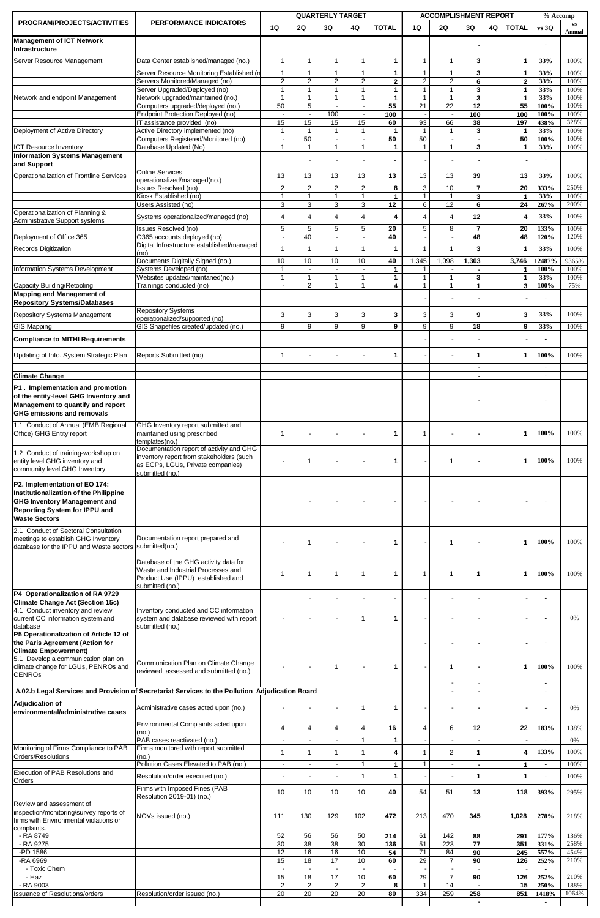| PROGRAM/PROJECTS/ACTIVITIES | PERFORMANCE INDICATORS | QUARTERLY TARGET | | | | | ACCOMPLISHMENT REPORT | | | | | % Accomp | |
|---|---|---|---|---|---|---|---|---|---|---|---|---|---|
| | | 1Q | 2Q | 3Q | 4Q | TOTAL | 1Q | 2Q | 3Q | 4Q | TOTAL | vs 3Q | vs Annual |
| **Management of ICT Network Infrastructure** | | | | | | | | | - | | | - | |
| Server Resource Management | Data Center established/managed (no.) | 1 | 1 | 1 | 1 | 1 | 1 | 1 | 3 | | 1 | 33% | 100% |
| | Server Resource Monitoring Established (n | 1 | 1 | 1 | 1 | 1 | 1 | 1 | 3 | | 1 | 33% | 100% |
| | Servers Monitored/Managed (no) | 2 | 2 | 2 | 2 | 2 | 2 | 2 | 6 | | 2 | 33% | 100% |
| | Server Upgraded/Deployed (no) | 1 | 1 | 1 | 1 | 1 | 1 | 1 | 3 | | 1 | 33% | 100% |
| Network and endpoint Management | Network upgraded/maintained (no.) | 1 | 1 | 1 | 1 | 1 | 1 | 1 | 3 | | 1 | 33% | 100% |
| | Computers upgraded/deployed (no.) | 50 | 5 | - | - | 55 | 21 | 22 | 12 | | 55 | 100% | 100% |
| | Endpoint Protection Deployed (no) | - | - | 100 | - | 100 | - | - | 100 | | 100 | 100% | 100% |
| | IT assistance provided (no) | 15 | 15 | 15 | 15 | 60 | 93 | 66 | 38 | | 197 | 438% | 328% |
| Deployment of Active Directory | Active Directory implemented (no) | 1 | 1 | 1 | 1 | 1 | 1 | 1 | 3 | | 1 | 33% | 100% |
| | Computers Registered/Monitored (no) | - | 50 | - | - | 50 | 50 | - | - | | 50 | 100% | 100% |
| ICT Resource Inventory | Database Updated (No) | 1 | 1 | 1 | 1 | 1 | 1 | 1 | 3 | | 1 | 33% | 100% |
| **Information Systems Management and Support** | | | - | - | - | - | - | - | - | | - | - | |
| Operationalization of Frontline Services | Online Services operationalized/managed(no.) | 13 | 13 | 13 | 13 | 13 | 13 | 13 | 39 | | 13 | 33% | 100% |
| | Issues Resolved (no) | 2 | 2 | 2 | 2 | 8 | 3 | 10 | 7 | | 20 | 333% | 250% |
| | Kiosk Established (no) | 1 | 1 | 1 | 1 | 1 | 1 | 1 | 3 | | 1 | 33% | 100% |
| | Users Assisted (no) | 3 | 3 | 3 | 3 | 12 | 6 | 12 | 6 | | 24 | 267% | 200% |
| Operationalization of Planning & Administrative Support systems | Systems operationalized/managed (no) | 4 | 4 | 4 | 4 | 4 | 4 | 4 | 12 | | 4 | 33% | 100% |
| | Issues Resolved (no) | 5 | 5 | 5 | 5 | 20 | 5 | 8 | 7 | | 20 | 133% | 100% |
| Deployment of Office 365 | O365 accounts deployed (no) | - | 40 | - | - | 40 | - | - | 48 | | 48 | 120% | 120% |
| Records Digitization | Digital Infrastructure established/managed (no) | 1 | 1 | 1 | 1 | 1 | 1 | 1 | 3 | | 1 | 33% | 100% |
| | Documents Digitally Signed (no.) | 10 | 10 | 10 | 10 | 40 | 1,345 | 1,098 | 1,303 | | 3,746 | 12487% | 9365% |
| Information Systems Development | Systems Developed (no) | 1 | - | - | - | 1 | 1 | - | - | | 1 | 100% | 100% |
| | Websites updated/maintaned(no.) | 1 | 1 | 1 | 1 | 1 | 1 | 1 | 3 | | 1 | 33% | 100% |
| Capacity Building/Retooling | Trainings conducted (no) | - | 2 | 1 | 1 | 4 | 1 | 1 | 1 | | 3 | 100% | 75% |
| **Mapping and Management of Repository Systems/Databases** | | | | | | | - | - | - | | - | - | |
| Repository Systems Management | Repository Systems operationalized/supported (no) | 3 | 3 | 3 | 3 | 3 | 3 | 3 | 9 | | 3 | 33% | 100% |
| GIS Mapping | GIS Shapefiles created/updated (no.) | 9 | 9 | 9 | 9 | 9 | 9 | 9 | 18 | | 9 | 33% | 100% |
| **Compliance to MITHI Requirements** | | | | | | | - | - | - | | - | - | |
| Updating of Info. System Strategic Plan | Reports Submitted (no) | 1 | - | - | - | 1 | - | - | 1 | | 1 | 100% | 100% |
| | | | | | | | | | - | | | - | |
| **Climate Change** | | | | | | | | | - | | | - | |
| **P1 . Implementation and promotion of the entity-level GHG Inventory and Management to quantify and report GHG emissions and removals** | | | | | | | | | - | | | - | |
| 1.1 Conduct of Annual (EMB Regional Office) GHG Entity report | GHG Inventory report submitted and maintained using prescribed templates(no.) | 1 | - | - | - | 1 | 1 | - | - | | 1 | 100% | 100% |
| 1.2 Conduct of training-workshop on entity level GHG inventory and community level GHG Inventory | Documentation report of activity and GHG inventory report from stakeholders (such as ECPs, LGUs, Private companies) submitted (no.) | - | 1 | - | - | 1 | - | 1 | - | | 1 | 100% | 100% |
| **P2. Implementation of EO 174: Institutionalization of the Philippine GHG Inventory Management and Reporting System for IPPU and Waste Sectors** | | | - | - | - | - | - | - | - | | - | - | |
| 2.1 Conduct of Sectoral Consultation meetings to establish GHG Inventory database for the IPPU and Waste sectors | Documentation report prepared and submitted(no.) | - | 1 | - | - | 1 | - | 1 | - | | 1 | 100% | 100% |
| | Database of the GHG activity data for Waste and Industrial Processes and Product Use (IPPU) established and submitted (no.) | 1 | 1 | 1 | 1 | 1 | 1 | 1 | 1 | | 1 | 100% | 100% |
| **P4 Operationalization of RA 9729 Climate Change Act (Section 15c)** | | | - | - | - | - | - | - | - | | - | - | |
| 4.1 Conduct inventory and review current CC information system and database | Inventory conducted and CC information system and database reviewed with report submitted (no.) | - | - | - | 1 | 1 | - | - | - | | - | - | 0% |
| **P5 Operationalization of Article 12 of the Paris Agreement (Action for Climate Empowerment)** | | | | | | | - | - | - | | - | - | |
| 5.1 Develop a communication plan on climate change for LGUs, PENROs and CENROs | Communication Plan on Climate Change reviewed, assessed and submitted (no.) | - | - | 1 | - | 1 | - | 1 | - | | 1 | 100% | 100% |
| | | | | | | | | - | - | | | - | |
| **A.02.b Legal Services and Provision of Secretariat Services to the Pollution Adjudication Board** | | | | | | | | - | - | | | - | |
| **Adjudication of environmental/administrative cases** | Administrative cases acted upon (no.) | - | - | - | 1 | 1 | - | - | - | | - | - | 0% |
| | Environmental Complaints acted upon (no.) | 4 | 4 | 4 | 4 | 16 | 4 | 6 | 12 | | 22 | 183% | 138% |
| | PAB cases reactivated (no.) | - | - | - | 1 | 1 | - | - | - | | - | - | 0% |
| Monitoring of Firms Compliance to PAB Orders/Resolutions | Firms monitored with report submitted (no.) | 1 | 1 | 1 | 1 | 4 | 1 | 2 | 1 | | 4 | 133% | 100% |
| | Pollution Cases Elevated to PAB (no.) | - | - | - | 1 | 1 | 1 | - | - | | 1 | - | 100% |
| Execution of PAB Resolutions and Orders | Resolution/order executed (no.) | - | - | - | 1 | 1 | - | - | 1 | | 1 | - | 100% |
| | Firms with Imposed Fines (PAB Resolution 2019-01) (no.) | 10 | 10 | 10 | 10 | 40 | 54 | 51 | 13 | | 118 | 393% | 295% |
| Review and assessment of inspection/monitoring/survey reports of firms with Environmental violations or complaints. | NOVs issued (no.) | 111 | 130 | 129 | 102 | 472 | 213 | 470 | 345 | | 1,028 | 278% | 218% |
| - RA 8749 | | 52 | 56 | 56 | 50 | 214 | 61 | 142 | 88 | | 291 | 177% | 136% |
| - RA 9275 | | 30 | 38 | 38 | 30 | 136 | 51 | 223 | 77 | | 351 | 331% | 258% |
| -PD 1586 | | 12 | 16 | 16 | 10 | 54 | 71 | 84 | 90 | | 245 | 557% | 454% |
| -RA 6969 | | 15 | 18 | 17 | 10 | 60 | 29 | 7 | 90 | | 126 | 252% | 210% |
| - Toxic Chem | | - | - | - | - | - | - | - | - | | - | - | |
| - Haz | | 15 | 18 | 17 | 10 | 60 | 29 | 7 | 90 | | 126 | 252% | 210% |
| - RA 9003 | | 2 | 2 | 2 | 2 | 8 | 1 | 14 | - | | 15 | 250% | 188% |
| Issuance of Resolutions/orders | Resolution/order issued (no.) | 20 | 20 | 20 | 20 | 80 | 334 | 259 | 258 | | 851 | 1418% | 1064% |
| | | | | | | | | | - | | | - | |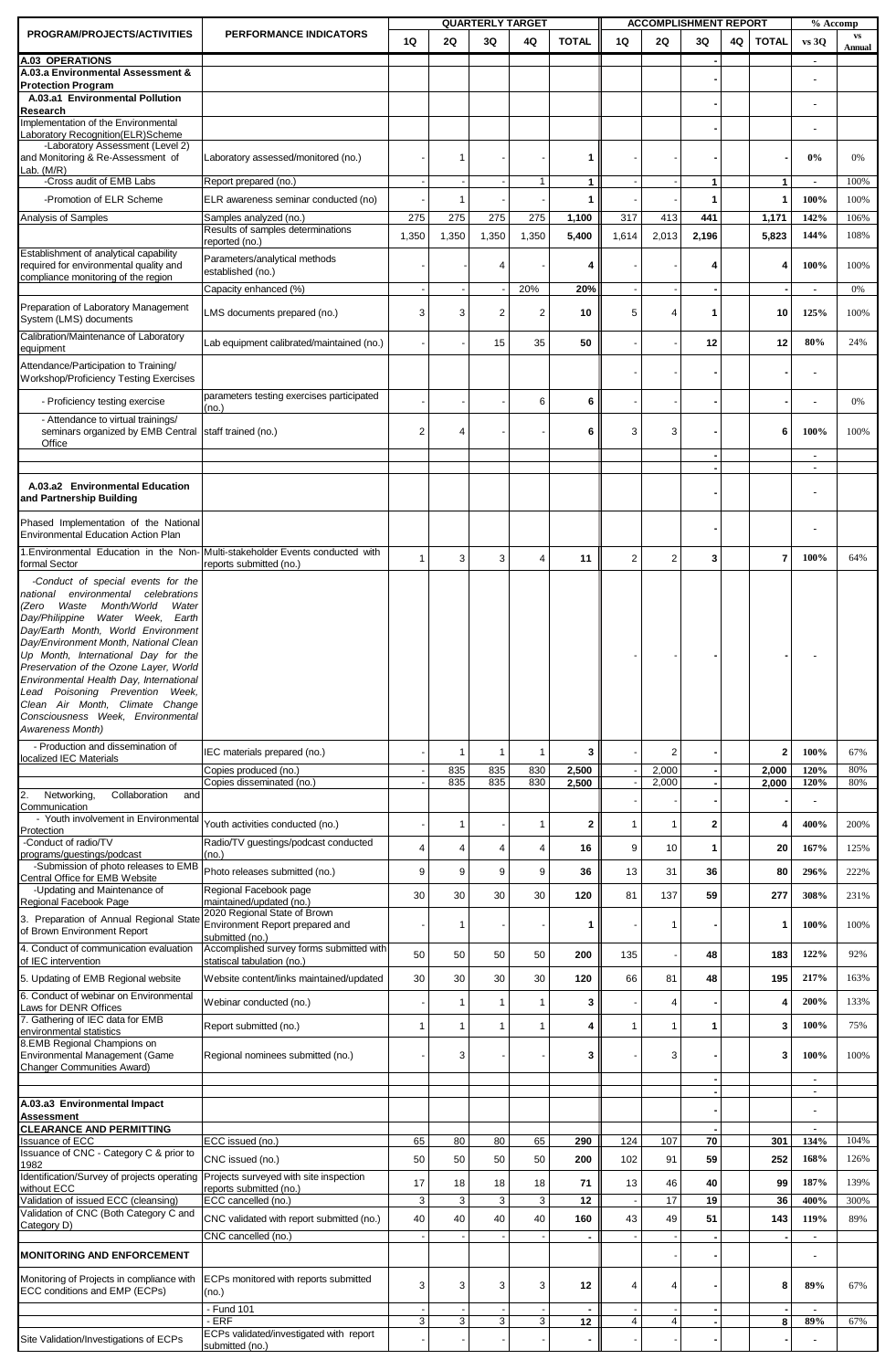| PROGRAM/PROJECTS/ACTIVITIES | PERFORMANCE INDICATORS | QUARTERLY TARGET | | | | | ACCOMPLISHMENT REPORT | | | | | % Accomp | |
|---|---|---|---|---|---|---|---|---|---|---|---|---|---|
| | | 1Q | 2Q | 3Q | 4Q | TOTAL | 1Q | 2Q | 3Q | 4Q | TOTAL | vs 3Q | vs Annual |
| **A.03 OPERATIONS** | | | | | | | | | - | | | - | |
| **A.03.a Environmental Assessment & Protection Program** | | | | | | | | | - | | | - | |
| **A.03.a1 Environmental Pollution Research** | | | | | | | | | - | | | - | |
| Implementation of the Environmental Laboratory Recognition(ELR)Scheme | | | | | | | | | - | | | - | |
| -Laboratory Assessment (Level 2) and Monitoring & Re-Assessment of Lab. (M/R) | Laboratory assessed/monitored (no.) | - | 1 | - | - | 1 | - | - | - | | - | 0% | 0% |
| -Cross audit of EMB Labs | Report prepared (no.) | - | - | - | 1 | 1 | - | - | 1 | | 1 | - | 100% |
| -Promotion of ELR Scheme | ELR awareness seminar conducted (no) | - | 1 | - | - | 1 | - | - | 1 | | 1 | 100% | 100% |
| Analysis of Samples | Samples analyzed (no.) | 275 | 275 | 275 | 275 | 1,100 | 317 | 413 | 441 | | 1,171 | 142% | 106% |
| | Results of samples determinations reported (no.) | 1,350 | 1,350 | 1,350 | 1,350 | 5,400 | 1,614 | 2,013 | 2,196 | | 5,823 | 144% | 108% |
| Establishment of analytical capability required for environmental quality and compliance monitoring of the region | Parameters/analytical methods established (no.) | - | - | 4 | - | 4 | - | - | 4 | | 4 | 100% | 100% |
| | Capacity enhanced (%) | - | - | - | 20% | 20% | - | - | - | | - | - | 0% |
| Preparation of Laboratory Management System (LMS) documents | LMS documents prepared (no.) | 3 | 3 | 2 | 2 | 10 | 5 | 4 | 1 | | 10 | 125% | 100% |
| Calibration/Maintenance of Laboratory equipment | Lab equipment calibrated/maintained (no.) | - | - | 15 | 35 | 50 | - | - | 12 | | 12 | 80% | 24% |
| Attendance/Participation to Training/ Workshop/Proficiency Testing Exercises | | | | | | | - | - | - | | - | - | |
| - Proficiency testing exercise | parameters testing exercises participated (no.) | - | - | - | 6 | 6 | - | - | - | | - | - | 0% |
| - Attendance to virtual trainings/ seminars organized by EMB Central Office | staff trained (no.) | 2 | 4 | - | - | 6 | 3 | 3 | - | | 6 | 100% | 100% |
| | | | | | | | | | - | | | - | |
| | | | | | | | | | - | | | - | |
| **A.03.a2 Environmental Education and Partnership Building** | | | | | | | | | - | | | - | |
| Phased Implementation of the National Environmental Education Action Plan | | | | | | | | | - | | | - | |
| 1.Environmental Education in the Non-formal Sector | Multi-stakeholder Events conducted with reports submitted (no.) | 1 | 3 | 3 | 4 | 11 | 2 | 2 | 3 | | 7 | 100% | 64% |
| *-Conduct of special events for the national environmental celebrations (Zero Waste Month/World Water Day/Philippine Water Week, Earth Day/Earth Month, World Environment Day/Environment Month, National Clean Up Month, International Day for the Preservation of the Ozone Layer, World Environmental Health Day, International Lead Poisoning Prevention Week, Clean Air Month, Climate Change Consciousness Week, Environmental Awareness Month)* | | | | | | | - | - | - | | - | - | |
| - Production and dissemination of localized IEC Materials | IEC materials prepared (no.) | - | 1 | 1 | 1 | 3 | - | 2 | - | | 2 | 100% | 67% |
| | Copies produced (no.) | - | 835 | 835 | 830 | 2,500 | - | 2,000 | - | | 2,000 | 120% | 80% |
| | Copies disseminated (no.) | - | 835 | 835 | 830 | 2,500 | - | 2,000 | - | | 2,000 | 120% | 80% |
| 2. Networking, Collaboration and Communication | | | | | | | - | - | - | | - | - | |
| - Youth involvement in Environmental Protection | Youth activities conducted (no.) | - | 1 | - | 1 | 2 | 1 | 1 | 2 | | 4 | 400% | 200% |
| -Conduct of radio/TV programs/guestings/podcast | Radio/TV guestings/podcast conducted (no.) | 4 | 4 | 4 | 4 | 16 | 9 | 10 | 1 | | 20 | 167% | 125% |
| -Submission of photo releases to EMB Central Office for EMB Website | Photo releases submitted (no.) | 9 | 9 | 9 | 9 | 36 | 13 | 31 | 36 | | 80 | 296% | 222% |
| -Updating and Maintenance of Regional Facebook Page | Regional Facebook page maintained/updated (no.) | 30 | 30 | 30 | 30 | 120 | 81 | 137 | 59 | | 277 | 308% | 231% |
| 3. Preparation of Annual Regional State of Brown Environment Report | 2020 Regional State of Brown Environment Report prepared and submitted (no.) | - | 1 | - | - | 1 | - | 1 | - | | 1 | 100% | 100% |
| 4. Conduct of communication evaluation of IEC intervention | Accomplished survey forms submitted with statiscal tabulation (no.) | 50 | 50 | 50 | 50 | 200 | 135 | - | 48 | | 183 | 122% | 92% |
| 5. Updating of EMB Regional website | Website content/links maintained/updated | 30 | 30 | 30 | 30 | 120 | 66 | 81 | 48 | | 195 | 217% | 163% |
| 6. Conduct of webinar on Environmental Laws for DENR Offices | Webinar conducted (no.) | - | 1 | 1 | 1 | 3 | - | 4 | - | | 4 | 200% | 133% |
| 7. Gathering of IEC data for EMB environmental statistics | Report submitted (no.) | 1 | 1 | 1 | 1 | 4 | 1 | 1 | 1 | | 3 | 100% | 75% |
| 8.EMB Regional Champions on Environmental Management (Game Changer Communities Award) | Regional nominees submitted (no.) | - | 3 | - | - | 3 | - | 3 | - | | 3 | 100% | 100% |
| | | | | | | | | | - | | | - | |
| | | | | | | | | | - | | | - | |
| **A.03.a3 Environmental Impact Assessment** | | | | | | | | | - | | | - | |
| **CLEARANCE AND PERMITTING** | | | | | | | | | - | | | - | |
| Issuance of ECC | ECC issued (no.) | 65 | 80 | 80 | 65 | 290 | 124 | 107 | 70 | | 301 | 134% | 104% |
| Issuance of CNC - Category C & prior to 1982 | CNC issued (no.) | 50 | 50 | 50 | 50 | 200 | 102 | 91 | 59 | | 252 | 168% | 126% |
| Identification/Survey of projects operating without ECC | Projects surveyed with site inspection reports submitted (no.) | 17 | 18 | 18 | 18 | 71 | 13 | 46 | 40 | | 99 | 187% | 139% |
| Validation of issued ECC (cleansing) | ECC cancelled (no.) | 3 | 3 | 3 | 3 | 12 | - | 17 | 19 | | 36 | 400% | 300% |
| Validation of CNC (Both Category C and Category D) | CNC validated with report submitted (no.) | 40 | 40 | 40 | 40 | 160 | 43 | 49 | 51 | | 143 | 119% | 89% |
| | CNC cancelled (no.) | - | - | - | - | - | - | - | - | | - | - | |
| **MONITORING AND ENFORCEMENT** | | | | | | | | - | - | | | - | |
| Monitoring of Projects in compliance with ECC conditions and EMP (ECPs) | ECPs monitored with reports submitted (no.) | 3 | 3 | 3 | 3 | 12 | 4 | 4 | - | | 8 | 89% | 67% |
| | - Fund 101 | - | - | - | - | - | - | - | - | | - | - | |
| | - ERF | 3 | 3 | 3 | 3 | 12 | 4 | 4 | - | | 8 | 89% | 67% |
| Site Validation/Investigations of ECPs | ECPs validated/investigated with report submitted (no.) | - | - | - | - | - | - | - | - | | - | - | |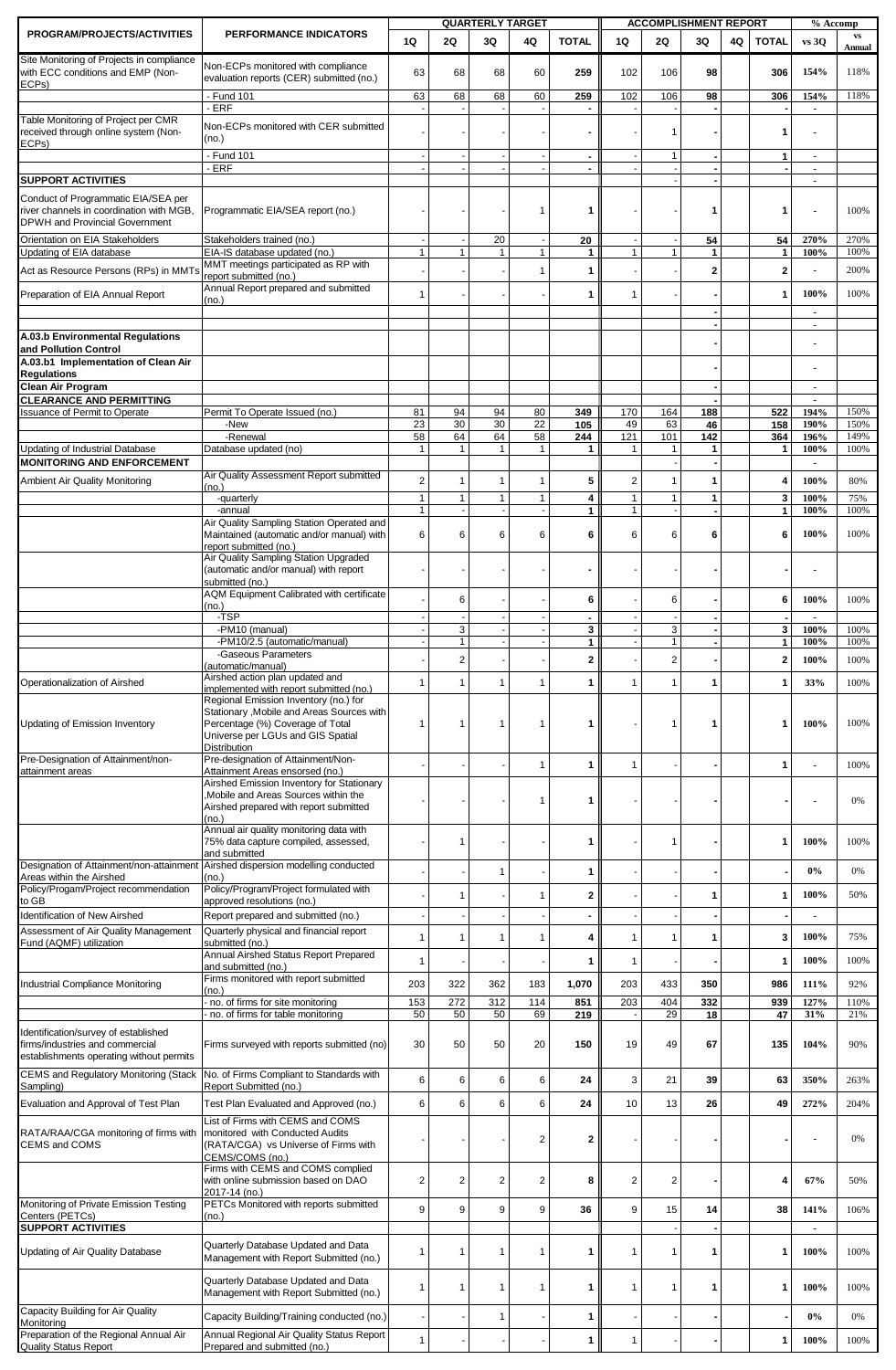| PROGRAM/PROJECTS/ACTIVITIES | PERFORMANCE INDICATORS | QUARTERLY TARGET | | | | | ACCOMPLISHMENT REPORT | | | | | % Accomp | |
|---|---|---|---|---|---|---|---|---|---|---|---|---|---|
| | | 1Q | 2Q | 3Q | 4Q | TOTAL | 1Q | 2Q | 3Q | 4Q | TOTAL | vs 3Q | vs Annual |
| Site Monitoring of Projects in compliance with ECC conditions and EMP (Non-ECPs) | Non-ECPs monitored with compliance evaluation reports (CER) submitted (no.) | 63 | 68 | 68 | 60 | **259** | 102 | 106 | **98** | | **306** | **154%** | 118% |
| | - Fund 101 | 63 | 68 | 68 | 60 | **259** | 102 | 106 | **98** | | **306** | **154%** | 118% |
| | - ERF | - | - | - | - | **-** | - | - | **-** | | **-** | - | |
| Table Monitoring of Project per CMR received through online system (Non-ECPs) | Non-ECPs monitored with CER submitted (no.) | - | - | - | - | **-** | - | 1 | **-** | | **1** | - | |
| | - Fund 101 | - | - | - | - | **-** | - | 1 | **-** | | **1** | - | |
| | - ERF | - | - | - | - | **-** | - | - | **-** | | **-** | - | |
| **SUPPORT ACTIVITIES** | | | | | | | | - | **-** | | | - | |
| Conduct of Programmatic EIA/SEA per river channels in coordination with MGB, DPWH and Provincial Government | Programmatic EIA/SEA report (no.) | - | - | - | 1 | **1** | - | - | **1** | | **1** | - | 100% |
| Orientation on EIA Stakeholders | Stakeholders trained (no.) | - | - | 20 | - | **20** | - | - | **54** | | **54** | **270%** | 270% |
| Updating of EIA database | EIA-IS database updated (no.) | 1 | 1 | 1 | 1 | **1** | 1 | 1 | **1** | | **1** | **100%** | 100% |
| Act as Resource Persons (RPs) in MMTs | MMT meetings participated as RP with report submitted (no.) | - | - | - | 1 | **1** | - | - | **2** | | **2** | - | 200% |
| Preparation of EIA Annual Report | Annual Report prepared and submitted (no.) | 1 | - | - | - | **1** | 1 | - | **-** | | **1** | **100%** | 100% |
| | | | | | | | | | **-** | | | - | |
| | | | | | | | | | **-** | | | - | |
| **A.03.b Environmental Regulations and Pollution Control** | | | | | | | | | **-** | | | - | |
| **A.03.b1 Implementation of Clean Air Regulations** | | | | | | | | | **-** | | | - | |
| **Clean Air Program** | | | | | | | | | **-** | | | - | |
| **CLEARANCE AND PERMITTING** | | | | | | | | | **-** | | | - | |
| Issuance of Permit to Operate | Permit To Operate Issued (no.) | 81 | 94 | 94 | 80 | **349** | 170 | 164 | **188** | | **522** | **194%** | 150% |
| | -New | 23 | 30 | 30 | 22 | **105** | 49 | 63 | **46** | | **158** | **190%** | 150% |
| | -Renewal | 58 | 64 | 64 | 58 | **244** | 121 | 101 | **142** | | **364** | **196%** | 149% |
| Updating of Industrial Database | Database updated (no) | 1 | 1 | 1 | 1 | **1** | 1 | 1 | **1** | | **1** | **100%** | 100% |
| **MONITORING AND ENFORCEMENT** | | | | | | | | - | **-** | | | - | |
| Ambient Air Quality Monitoring | Air Quality Assessment Report submitted (no.) | 2 | 1 | 1 | 1 | **5** | 2 | 1 | **1** | | **4** | **100%** | 80% |
| | -quarterly | 1 | 1 | 1 | 1 | **4** | 1 | 1 | **1** | | **3** | **100%** | 75% |
| | -annual | 1 | - | - | - | **1** | 1 | - | **-** | | **1** | **100%** | 100% |
| | Air Quality Sampling Station Operated and Maintained (automatic and/or manual) with report submitted (no.) | 6 | 6 | 6 | 6 | **6** | 6 | 6 | **6** | | **6** | **100%** | 100% |
| | Air Quality Sampling Station Upgraded (automatic and/or manual) with report submitted (no.) | - | - | - | - | **-** | - | - | **-** | | **-** | - | |
| | AQM Equipment Calibrated with certificate (no.) | - | 6 | - | - | **6** | - | 6 | **-** | | **6** | **100%** | 100% |
| | -TSP | - | - | - | - | **-** | - | - | **-** | | **-** | - | |
| | -PM10 (manual) | - | 3 | - | - | **3** | - | 3 | **-** | | **3** | **100%** | 100% |
| | -PM10/2.5 (automatic/manual) | - | 1 | - | - | **1** | - | 1 | **-** | | **1** | **100%** | 100% |
| | -Gaseous Parameters (automatic/manual) | - | 2 | - | - | **2** | - | 2 | **-** | | **2** | **100%** | 100% |
| Operationalization of Airshed | Airshed action plan updated and implemented with report submitted (no.) | 1 | 1 | 1 | 1 | **1** | 1 | 1 | **1** | | **1** | **33%** | 100% |
| Updating of Emission Inventory | Regional Emission Inventory (no.) for Stationary ,Mobile and Areas Sources with Percentage (%) Coverage of Total Universe per LGUs and GIS Spatial Distribution | 1 | 1 | 1 | 1 | **1** | - | 1 | **1** | | **1** | **100%** | 100% |
| Pre-Designation of Attainment/non-attainment areas | Pre-designation of Attainment/Non-Attainment Areas ensorsed (no.) | - | - | - | 1 | **1** | 1 | - | **-** | | **1** | - | 100% |
| | Airshed Emission Inventory for Stationary ,Mobile and Areas Sources within the Airshed prepared with report submitted (no.) | - | - | - | 1 | **1** | - | - | **-** | | **-** | - | 0% |
| | Annual air quality monitoring data with 75% data capture compiled, assessed, and submitted | - | 1 | - | - | **1** | - | 1 | **-** | | **1** | **100%** | 100% |
| Designation of Attainment/non-attainment Areas within the Airshed | Airshed dispersion modelling conducted (no.) | - | - | 1 | - | **1** | - | - | **-** | | **-** | **0%** | 0% |
| Policy/Progam/Project recommendation to GB | Policy/Program/Project formulated with approved resolutions (no.) | - | 1 | - | 1 | **2** | - | - | **1** | | **1** | **100%** | 50% |
| Identification of New Airshed | Report prepared and submitted (no.) | - | - | - | - | **-** | - | - | **-** | | **-** | - | |
| Assessment of Air Quality Management Fund (AQMF) utilization | Quarterly physical and financial report submitted (no.) | 1 | 1 | 1 | 1 | **4** | 1 | 1 | **1** | | **3** | **100%** | 75% |
| | Annual Airshed Status Report Prepared and submitted (no.) | 1 | - | - | - | **1** | 1 | - | **-** | | **1** | **100%** | 100% |
| Industrial Compliance Monitoring | Firms monitored with report submitted (no.) | 203 | 322 | 362 | 183 | **1,070** | 203 | 433 | **350** | | **986** | **111%** | 92% |
| | - no. of firms for site monitoring | 153 | 272 | 312 | 114 | **851** | 203 | 404 | **332** | | **939** | **127%** | 110% |
| | - no. of firms for table monitoring | 50 | 50 | 50 | 69 | **219** | - | 29 | **18** | | **47** | **31%** | 21% |
| Identification/survey of established firms/industries and commercial establishments operating without permits | Firms surveyed with reports submitted (no) | 30 | 50 | 50 | 20 | **150** | 19 | 49 | **67** | | **135** | **104%** | 90% |
| CEMS and Regulatory Monitoring (Stack Sampling) | No. of Firms Compliant to Standards with Report Submitted (no.) | 6 | 6 | 6 | 6 | **24** | 3 | 21 | **39** | | **63** | **350%** | 263% |
| Evaluation and Approval of Test Plan | Test Plan Evaluated and Approved (no.) | 6 | 6 | 6 | 6 | **24** | 10 | 13 | **26** | | **49** | **272%** | 204% |
| RATA/RAA/CGA monitoring of firms with CEMS and COMS | List of Firms with CEMS and COMS monitored with Conducted Audits (RATA/CGA) vs Universe of Firms with CEMS/COMS (no.) | - | - | - | 2 | **2** | - | - | **-** | | **-** | - | 0% |
| | Firms with CEMS and COMS complied with online submission based on DAO 2017-14 (no.) | 2 | 2 | 2 | 2 | **8** | 2 | 2 | **-** | | **4** | **67%** | 50% |
| Monitoring of Private Emission Testing Centers (PETCs) | PETCs Monitored with reports submitted (no.) | 9 | 9 | 9 | 9 | **36** | 9 | 15 | **14** | | **38** | **141%** | 106% |
| **SUPPORT ACTIVITIES** | | | | | | | | - | **-** | | | - | |
| Updating of Air Quality Database | Quarterly Database Updated and Data Management with Report Submitted (no.) | 1 | 1 | 1 | 1 | **1** | 1 | 1 | **1** | | **1** | **100%** | 100% |
| | Quarterly Database Updated and Data Management with Report Submitted (no.) | 1 | 1 | 1 | 1 | **1** | 1 | 1 | **1** | | **1** | **100%** | 100% |
| Capacity Building for Air Quality Monitoring | Capacity Building/Training conducted (no.) | - | - | 1 | - | **1** | - | - | **-** | | **-** | **0%** | 0% |
| Preparation of the Regional Annual Air Quality Status Report | Annual Regional Air Quality Status Report Prepared and submitted (no.) | 1 | - | - | - | **1** | 1 | - | **-** | | **1** | **100%** | 100% |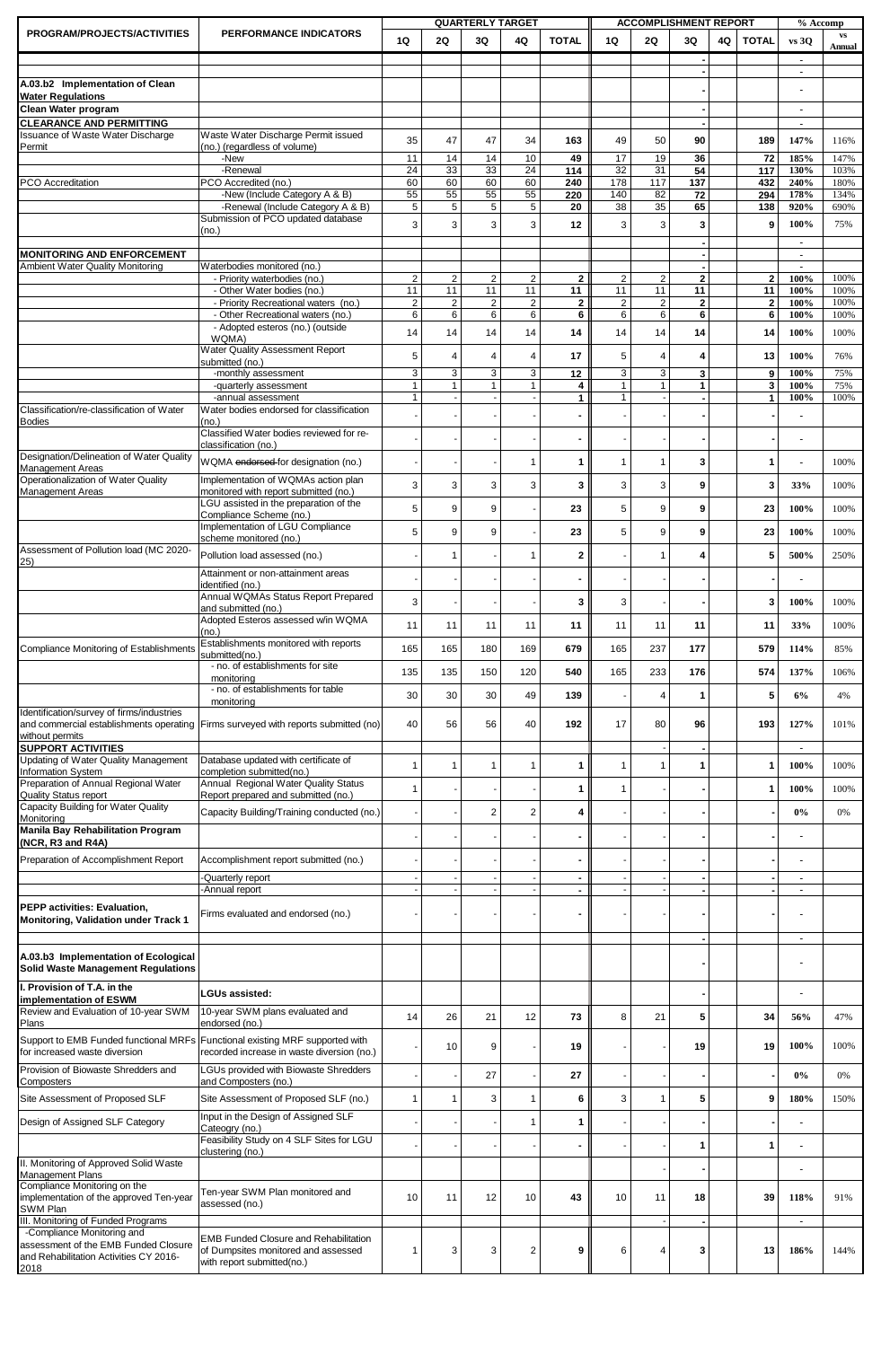| PROGRAM/PROJECTS/ACTIVITIES | PERFORMANCE INDICATORS | QUARTERLY TARGET | | | | | ACCOMPLISHMENT REPORT | | | | | % Accomp | |
|---|---|---|---|---|---|---|---|---|---|---|---|---|---|
| | | 1Q | 2Q | 3Q | 4Q | TOTAL | 1Q | 2Q | 3Q | 4Q | TOTAL | vs 3Q | vs Annual |
| | | | | | | | | | - | | | - | |
| | | | | | | | | | - | | | - | |
| **A.03.b2 Implementation of Clean Water Regulations** | | | | | | | | | - | | | - | |
| **Clean Water program** | | | | | | | | | - | | | - | |
| **CLEARANCE AND PERMITTING** | | | | | | | | | - | | | - | |
| Issuance of Waste Water Discharge Permit | Waste Water Discharge Permit issued (no.) (regardless of volume) | 35 | 47 | 47 | 34 | 163 | 49 | 50 | 90 | | 189 | 147% | 116% |
| | -New | 11 | 14 | 14 | 10 | 49 | 17 | 19 | 36 | | 72 | 185% | 147% |
| | -Renewal | 24 | 33 | 33 | 24 | 114 | 32 | 31 | 54 | | 117 | 130% | 103% |
| PCO Accreditation | PCO Accredited (no.) | 60 | 60 | 60 | 60 | 240 | 178 | 117 | 137 | | 432 | 240% | 180% |
| | -New (Include Category A & B) | 55 | 55 | 55 | 55 | 220 | 140 | 82 | 72 | | 294 | 178% | 134% |
| | -Renewal (Include Category A & B) | 5 | 5 | 5 | 5 | 20 | 38 | 35 | 65 | | 138 | 920% | 690% |
| | Submission of PCO updated database (no.) | 3 | 3 | 3 | 3 | 12 | 3 | 3 | 3 | | 9 | 100% | 75% |
| | | | | | | | | | - | | | - | |
| **MONITORING AND ENFORCEMENT** | | | | | | | | | - | | | - | |
| Ambient Water Quality Monitoring | Waterbodies monitored (no.) | | | | | | | | - | | | - | |
| | - Priority waterbodies (no.) | 2 | 2 | 2 | 2 | 2 | 2 | 2 | 2 | | 2 | 100% | 100% |
| | - Other Water bodies (no.) | 11 | 11 | 11 | 11 | 11 | 11 | 11 | 11 | | 11 | 100% | 100% |
| | - Priority Recreational waters (no.) | 2 | 2 | 2 | 2 | 2 | 2 | 2 | 2 | | 2 | 100% | 100% |
| | - Other Recreational waters (no.) | 6 | 6 | 6 | 6 | 6 | 6 | 6 | 6 | | 6 | 100% | 100% |
| | - Adopted esteros (no.) (outside WQMA) | 14 | 14 | 14 | 14 | 14 | 14 | 14 | 14 | | 14 | 100% | 100% |
| | Water Quality Assessment Report submitted (no.) | 5 | 4 | 4 | 4 | 17 | 5 | 4 | 4 | | 13 | 100% | 76% |
| | -monthly assessment | 3 | 3 | 3 | 3 | 12 | 3 | 3 | 3 | | 9 | 100% | 75% |
| | -quarterly assessment | 1 | 1 | 1 | 1 | 4 | 1 | 1 | 1 | | 3 | 100% | 75% |
| | -annual assessment | 1 | - | - | - | 1 | 1 | - | - | | 1 | 100% | 100% |
| Classification/re-classification of Water Bodies | Water bodies endorsed for classification (no.) | - | - | - | - | - | - | - | - | | - | - | |
| | Classified Water bodies reviewed for re-classification (no.) | - | - | - | - | - | - | - | - | | - | - | |
| Designation/Delineation of Water Quality Management Areas | WQMA ~~endorsed~~ for designation (no.) | - | - | - | 1 | 1 | 1 | 1 | 3 | | 1 | - | 100% |
| Operationalization of Water Quality Management Areas | Implementation of WQMAs action plan monitored with report submitted (no.) | 3 | 3 | 3 | 3 | 3 | 3 | 3 | 9 | | 3 | 33% | 100% |
| | LGU assisted in the preparation of the Compliance Scheme (no.) | 5 | 9 | 9 | - | 23 | 5 | 9 | 9 | | 23 | 100% | 100% |
| | Implementation of LGU Compliance scheme monitored (no.) | 5 | 9 | 9 | - | 23 | 5 | 9 | 9 | | 23 | 100% | 100% |
| Assessment of Pollution load (MC 2020-25) | Pollution load assessed (no.) | - | 1 | - | 1 | 2 | - | 1 | 4 | | 5 | 500% | 250% |
| | Attainment or non-attainment areas identified (no.) | - | - | - | - | - | - | - | - | | - | - | |
| | Annual WQMAs Status Report Prepared and submitted (no.) | 3 | - | - | - | 3 | 3 | - | - | | 3 | 100% | 100% |
| | Adopted Esteros assessed w/in WQMA (no.) | 11 | 11 | 11 | 11 | 11 | 11 | 11 | 11 | | 11 | 33% | 100% |
| Compliance Monitoring of Establishments | Establishments monitored with reports submitted(no.) | 165 | 165 | 180 | 169 | 679 | 165 | 237 | 177 | | 579 | 114% | 85% |
| | - no. of establishments for site monitoring | 135 | 135 | 150 | 120 | 540 | 165 | 233 | 176 | | 574 | 137% | 106% |
| | - no. of establishments for table monitoring | 30 | 30 | 30 | 49 | 139 | - | 4 | 1 | | 5 | 6% | 4% |
| Identification/survey of firms/industries and commercial establishments operating without permits | Firms surveyed with reports submitted (no) | 40 | 56 | 56 | 40 | 192 | 17 | 80 | 96 | | 193 | 127% | 101% |
| **SUPPORT ACTIVITIES** | | | | | | | | - | - | | | - | |
| Updating of Water Quality Management Information System | Database updated with certificate of completion submitted(no.) | 1 | 1 | 1 | 1 | 1 | 1 | 1 | 1 | | 1 | 100% | 100% |
| Preparation of Annual Regional Water Quality Status report | Annual Regional Water Quality Status Report prepared and submitted (no.) | 1 | - | - | - | 1 | 1 | - | - | | 1 | 100% | 100% |
| Capacity Building for Water Quality Monitoring | Capacity Building/Training conducted (no.) | - | - | 2 | 2 | 4 | - | - | - | | - | 0% | 0% |
| **Manila Bay Rehabilitation Program (NCR, R3 and R4A)** | | - | - | - | - | - | - | - | - | | - | - | |
| Preparation of Accomplishment Report | Accomplishment report submitted (no.) | - | - | - | - | - | - | - | - | | - | - | |
| | -Quarterly report | - | - | - | - | - | - | - | - | | - | - | |
| | -Annual report | - | - | - | - | - | - | - | - | | - | - | |
| **PEPP activities: Evaluation, Monitoring, Validation under Track 1** | Firms evaluated and endorsed (no.) | - | - | - | - | - | - | - | - | | - | - | |
| | | | | | | | | | - | | | - | |
| **A.03.b3 Implementation of Ecological Solid Waste Management Regulations** | | | | | | | | | - | | | - | |
| **I. Provision of T.A. in the implementation of ESWM** | **LGUs assisted:** | | | | | | | | - | | | - | |
| Review and Evaluation of 10-year SWM Plans | 10-year SWM plans evaluated and endorsed (no.) | 14 | 26 | 21 | 12 | 73 | 8 | 21 | 5 | | 34 | 56% | 47% |
| Support to EMB Funded functional MRFs for increased waste diversion | Functional existing MRF supported with recorded increase in waste diversion (no.) | - | 10 | 9 | - | 19 | - | - | 19 | | 19 | 100% | 100% |
| Provision of Biowaste Shredders and Composters | LGUs provided with Biowaste Shredders and Composters (no.) | - | - | 27 | - | 27 | - | - | - | | - | 0% | 0% |
| Site Assessment of Proposed SLF | Site Assessment of Proposed SLF (no.) | 1 | 1 | 3 | 1 | 6 | 3 | 1 | 5 | | 9 | 180% | 150% |
| Design of Assigned SLF Category | Input in the Design of Assigned SLF Cateogry (no.) | - | - | - | 1 | 1 | - | - | - | | - | - | |
| | Feasibility Study on 4 SLF Sites for LGU clustering (no.) | - | - | - | - | - | - | - | 1 | | 1 | - | |
| II. Monitoring of Approved Solid Waste Management Plans | | | | | | | | - | - | | | - | |
| Compliance Monitoring on the implementation of the approved Ten-year SWM Plan | Ten-year SWM Plan monitored and assessed (no.) | 10 | 11 | 12 | 10 | 43 | 10 | 11 | 18 | | 39 | 118% | 91% |
| III. Monitoring of Funded Programs | | | | | | | | - | - | | | - | |
| -Compliance Monitoring and assessment of the EMB Funded Closure and Rehabilitation Activities CY 2016-2018 | EMB Funded Closure and Rehabilitation of Dumpsites monitored and assessed with report submitted(no.) | 1 | 3 | 3 | 2 | 9 | 6 | 4 | 3 | | 13 | 186% | 144% |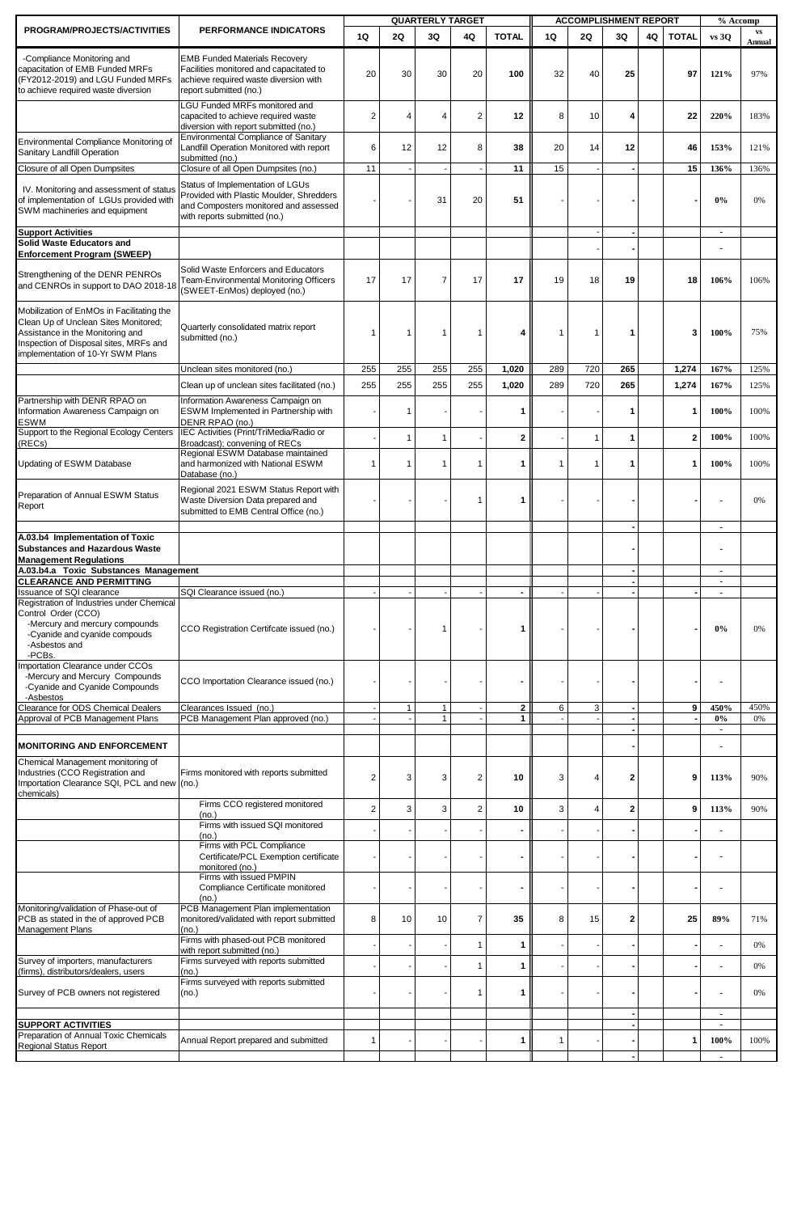| PROGRAM/PROJECTS/ACTIVITIES | PERFORMANCE INDICATORS | QUARTERLY TARGET | | | | | ACCOMPLISHMENT REPORT | | | | | % Accomp | |
|---|---|---|---|---|---|---|---|---|---|---|---|---|---|
| | | 1Q | 2Q | 3Q | 4Q | TOTAL | 1Q | 2Q | 3Q | 4Q | TOTAL | vs 3Q | vs Annual |
| -Compliance Monitoring and capacitation of EMB Funded MRFs (FY2012-2019) and LGU Funded MRFs to achieve required waste diversion | EMB Funded Materials Recovery Facilities monitored and capacitated to achieve required waste diversion with report submitted (no.) | 20 | 30 | 30 | 20 | 100 | 32 | 40 | 25 | | 97 | 121% | 97% |
| | LGU Funded MRFs monitored and capacitated to achieve required waste diversion with report submitted (no.) | 2 | 4 | 4 | 2 | 12 | 8 | 10 | 4 | | 22 | 220% | 183% |
| Environmental Compliance Monitoring of Sanitary Landfill Operation | Environmental Compliance of Sanitary Landfill Operation Monitored with report submitted (no.) | 6 | 12 | 12 | 8 | 38 | 20 | 14 | 12 | | 46 | 153% | 121% |
| Closure of all Open Dumpsites | Closure of all Open Dumpsites (no.) | 11 | - | - | - | 11 | 15 | - | - | | 15 | 136% | 136% |
| IV. Monitoring and assessment of status of implementation of LGUs provided with SWM machineries and equipment | Status of Implementation of LGUs Provided with Plastic Moulder, Shredders and Composters monitored and assessed with reports submitted (no.) | - | - | 31 | 20 | 51 | - | - | - | | - | 0% | 0% |
| **Support Activities** | | | | | | | | - | - | | | - | |
| **Solid Waste Educators and Enforcement Program (SWEEP)** | | | | | | | | - | - | | | - | |
| Strengthening of the DENR PENROs and CENROs in support to DAO 2018-18 | Solid Waste Enforcers and Educators Team-Environmental Monitoring Officers (SWEET-EnMos) deployed (no.) | 17 | 17 | 7 | 17 | 17 | 19 | 18 | 19 | | 18 | 106% | 106% |
| Mobilization of EnMOs in Facilitating the Clean Up of Unclean Sites Monitored; Assistance in the Monitoring and Inspection of Disposal sites, MRFs and implementation of 10-Yr SWM Plans | Quarterly consolidated matrix report submitted (no.) | 1 | 1 | 1 | 1 | 4 | 1 | 1 | 1 | | 3 | 100% | 75% |
| | Unclean sites monitored (no.) | 255 | 255 | 255 | 255 | 1,020 | 289 | 720 | 265 | | 1,274 | 167% | 125% |
| | Clean up of unclean sites facilitated (no.) | 255 | 255 | 255 | 255 | 1,020 | 289 | 720 | 265 | | 1,274 | 167% | 125% |
| Partnership with DENR RPAO on Information Awareness Campaign on ESWM | Information Awareness Campaign on ESWM Implemented in Partnership with DENR RPAO (no.) | - | 1 | - | - | 1 | - | - | 1 | | 1 | 100% | 100% |
| Support to the Regional Ecology Centers (RECs) | IEC Activities (Print/TriMedia/Radio or Broadcast); convening of RECs | - | 1 | 1 | - | 2 | - | 1 | 1 | | 2 | 100% | 100% |
| Updating of ESWM Database | Regional ESWM Database maintained and harmonized with National ESWM Database (no.) | 1 | 1 | 1 | 1 | 1 | 1 | 1 | 1 | | 1 | 100% | 100% |
| Preparation of Annual ESWM Status Report | Regional 2021 ESWM Status Report with Waste Diversion Data prepared and submitted to EMB Central Office (no.) | - | - | - | 1 | 1 | - | - | - | | - | - | 0% |
| | | | | | | | | | - | | | - | |
| **A.03.b4 Implementation of Toxic Substances and Hazardous Waste Management Regulations** | | | | | | | | | - | | | - | |
| **A.03.b4.a Toxic Substances Management** | | | | | | | | | - | | | - | |
| **CLEARANCE AND PERMITTING** | | | | | | | | | - | | | - | |
| Issuance of SQI clearance | SQI Clearance issued (no.) | - | - | - | - | - | - | - | - | | - | - | |
| Registration of Industries under Chemical Control Order (CCO) -Mercury and mercury compounds -Cyanide and cyanide compouds -Asbestos and -PCBs. | CCO Registration Certifcate issued (no.) | - | - | 1 | - | 1 | - | - | - | | - | 0% | 0% |
| Importation Clearance under CCOs -Mercury and Mercury Compounds -Cyanide and Cyanide Compounds -Asbestos | CCO Importation Clearance issued (no.) | - | - | - | - | - | - | - | - | | - | - | |
| Clearance for ODS Chemical Dealers | Clearances Issued (no.) | - | 1 | 1 | - | 2 | 6 | 3 | - | | 9 | 450% | 450% |
| Approval of PCB Management Plans | PCB Management Plan approved (no.) | - | - | 1 | - | 1 | - | - | - | | - | 0% | 0% |
| | | | | | | | | | - | | | - | |
| **MONITORING AND ENFORCEMENT** | | | | | | | | | - | | | - | |
| Chemical Management monitoring of Industries (CCO Registration and Importation Clearance SQI, PCL and new chemicals) | Firms monitored with reports submitted (no.) | 2 | 3 | 3 | 2 | 10 | 3 | 4 | 2 | | 9 | 113% | 90% |
| | Firms CCO registered monitored (no.) | 2 | 3 | 3 | 2 | 10 | 3 | 4 | 2 | | 9 | 113% | 90% |
| | Firms with issued SQI monitored (no.) | - | - | - | - | - | - | - | - | | - | - | |
| | Firms with PCL Compliance Certificate/PCL Exemption certificate monitored (no.) | - | - | - | - | - | - | - | - | | - | - | |
| | Firms with issued PMPIN Compliance Certificate monitored (no.) | - | - | - | - | - | - | - | - | | - | - | |
| Monitoring/validation of Phase-out of PCB as stated in the of approved PCB Management Plans | PCB Management Plan implementation monitored/validated with report submitted (no.) | 8 | 10 | 10 | 7 | 35 | 8 | 15 | 2 | | 25 | 89% | 71% |
| | Firms with phased-out PCB monitored with report submitted (no.) | - | - | - | 1 | 1 | - | - | - | | - | - | 0% |
| Survey of importers, manufacturers (firms), distributors/dealers, users | Firms surveyed with reports submitted (no.) | - | - | - | 1 | 1 | - | - | - | | - | - | 0% |
| Survey of PCB owners not registered | Firms surveyed with reports submitted (no.) | - | - | - | 1 | 1 | - | - | - | | - | - | 0% |
| | | | | | | | | | - | | | - | |
| **SUPPORT ACTIVITIES** | | | | | | | | | - | | | - | |
| Preparation of Annual Toxic Chemicals Regional Status Report | Annual Report prepared and submitted | 1 | - | - | - | 1 | 1 | - | - | | 1 | 100% | 100% |
| | | | | | | | | | - | | | - | |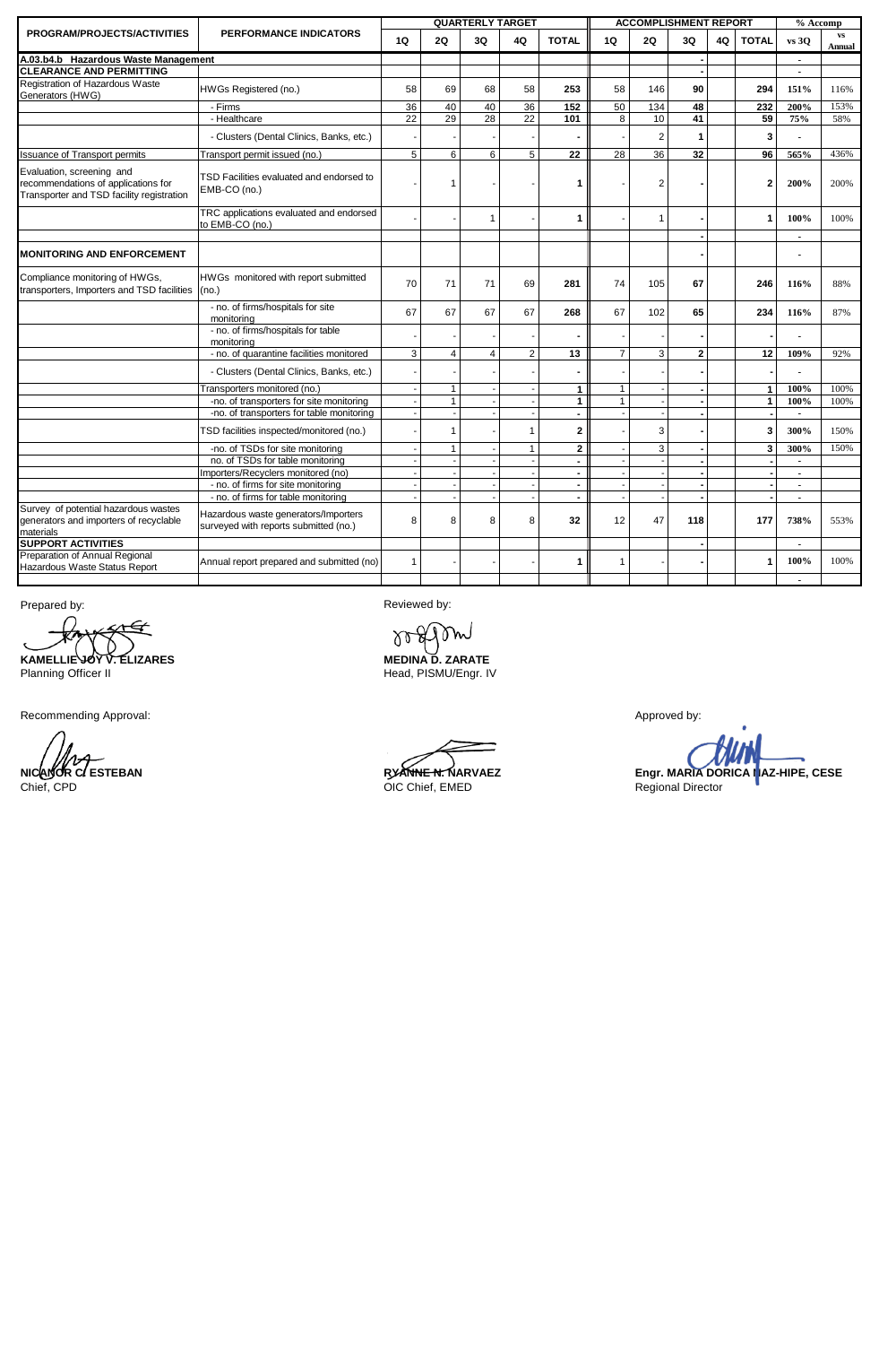| PROGRAM/PROJECTS/ACTIVITIES | PERFORMANCE INDICATORS | QUARTERLY TARGET | | | | | ACCOMPLISHMENT REPORT | | | | | % Accomp | |
|---|---|---|---|---|---|---|---|---|---|---|---|---|---|
| | | 1Q | 2Q | 3Q | 4Q | TOTAL | 1Q | 2Q | 3Q | 4Q | TOTAL | vs 3Q | vs Annual |
| **A.03.b4.b Hazardous Waste Management** | | | | | | | | | - | | | - | |
| **CLEARANCE AND PERMITTING** | | | | | | | | | - | | | - | |
| Registration of Hazardous Waste Generators (HWG) | HWGs Registered (no.) | 58 | 69 | 68 | 58 | 253 | 58 | 146 | 90 | | 294 | 151% | 116% |
| | - Firms | 36 | 40 | 40 | 36 | 152 | 50 | 134 | 48 | | 232 | 200% | 153% |
| | - Healthcare | 22 | 29 | 28 | 22 | 101 | 8 | 10 | 41 | | 59 | 75% | 58% |
| | - Clusters (Dental Clinics, Banks, etc.) | - | - | - | - | - | - | 2 | 1 | | 3 | - | |
| Issuance of Transport permits | Transport permit issued (no.) | 5 | 6 | 6 | 5 | 22 | 28 | 36 | 32 | | 96 | 565% | 436% |
| Evaluation, screening and recommendations of applications for Transporter and TSD facility registration | TSD Facilities evaluated and endorsed to EMB-CO (no.) | - | 1 | - | - | 1 | - | 2 | - | | 2 | 200% | 200% |
| | TRC applications evaluated and endorsed to EMB-CO (no.) | - | - | 1 | - | 1 | - | 1 | - | | 1 | 100% | 100% |
| | | | | | | | | | - | | | - | |
| **MONITORING AND ENFORCEMENT** | | | | | | | | | - | | | - | |
| Compliance monitoring of HWGs, transporters, Importers and TSD facilities | HWGs monitored with report submitted (no.) | 70 | 71 | 71 | 69 | 281 | 74 | 105 | 67 | | 246 | 116% | 88% |
| | - no. of firms/hospitals for site monitoring | 67 | 67 | 67 | 67 | 268 | 67 | 102 | 65 | | 234 | 116% | 87% |
| | - no. of firms/hospitals for table monitoring | - | - | - | - | - | - | - | - | | - | - | |
| | - no. of quarantine facilities monitored | 3 | 4 | 4 | 2 | 13 | 7 | 3 | 2 | | 12 | 109% | 92% |
| | - Clusters (Dental Clinics, Banks, etc.) | - | - | - | - | - | - | - | - | | - | - | |
| | Transporters monitored (no.) | - | 1 | - | - | 1 | 1 | - | - | | 1 | 100% | 100% |
| | -no. of transporters for site monitoring | - | 1 | - | - | 1 | 1 | - | - | | 1 | 100% | 100% |
| | -no. of transporters for table monitoring | - | - | - | - | - | - | - | - | | - | - | |
| | TSD facilities inspected/monitored (no.) | - | 1 | - | 1 | 2 | - | 3 | - | | 3 | 300% | 150% |
| | -no. of TSDs for site monitoring | - | 1 | - | 1 | 2 | - | 3 | - | | 3 | 300% | 150% |
| | no. of TSDs for table monitoring | - | - | - | - | - | - | - | - | | - | - | |
| | Importers/Recyclers monitored (no) | - | - | - | - | - | - | - | - | | - | - | |
| | - no. of firms for site monitoring | - | - | - | - | - | - | - | - | | - | - | |
| | - no. of firms for table monitoring | - | - | - | - | - | - | - | - | | - | - | |
| Survey of potential hazardous wastes generators and importers of recyclable materials | Hazardous waste generators/Importers surveyed with reports submitted (no.) | 8 | 8 | 8 | 8 | 32 | 12 | 47 | 118 | | 177 | 738% | 553% |
| **SUPPORT ACTIVITIES** | | | | | | | | | - | | | - | |
| Preparation of Annual Regional Hazardous Waste Status Report | Annual report prepared and submitted (no) | 1 | - | - | - | 1 | 1 | - | - | | 1 | 100% | 100% |
| | | | | | | | | | | | | - | |

Prepared by:

**KAMELLIE JOY V. ELIZARES**
Planning Officer II

Reviewed by:

**MEDINA D. ZARATE**
Head, PISMU/Engr. IV

Recommending Approval:

**NICANOR C. ESTEBAN**
Chief, CPD

**RYANNE N. NARVAEZ**
OIC Chief, EMED

Approved by:

**Engr. MARIA DORICA NAZ-HIPE, CESE**
Regional Director